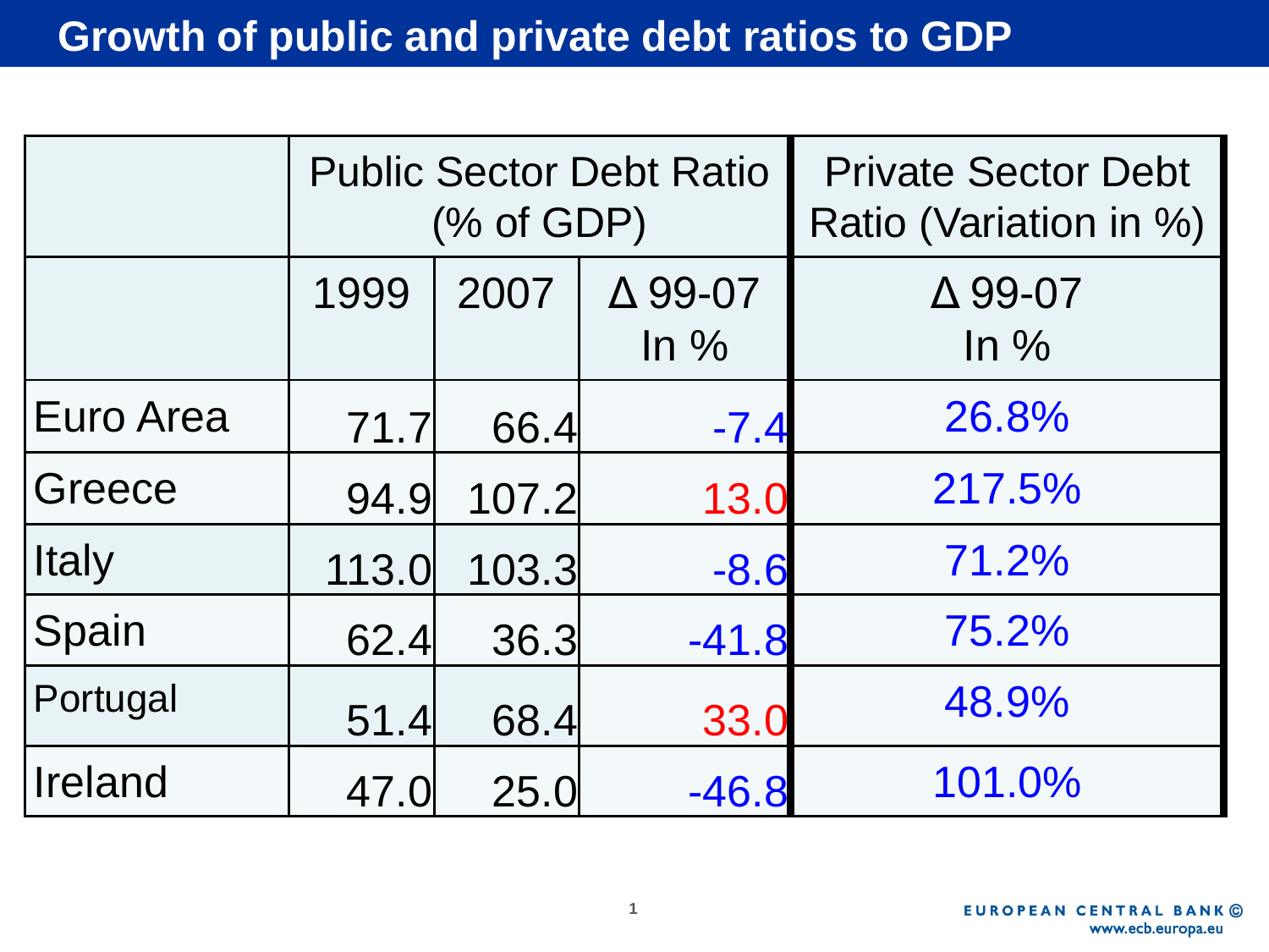# Growth of public and private debt ratios to GDP

| | Public Sector Debt Ratio (% of GDP) | | | Private Sector Debt Ratio (Variation in %) |
|---|---|---|---|---|
| | 1999 | 2007 | Δ 99-07 In % | Δ 99-07 In % |
| Euro Area | 71.7 | 66.4 | -7.4 | 26.8% |
| Greece | 94.9 | 107.2 | 13.0 | 217.5% |
| Italy | 113.0 | 103.3 | -8.6 | 71.2% |
| Spain | 62.4 | 36.3 | -41.8 | 75.2% |
| Portugal | 51.4 | 68.4 | 33.0 | 48.9% |
| Ireland | 47.0 | 25.0 | -46.8 | 101.0% |

EUROPEAN CENTRAL BANK
www.ecb.europa.eu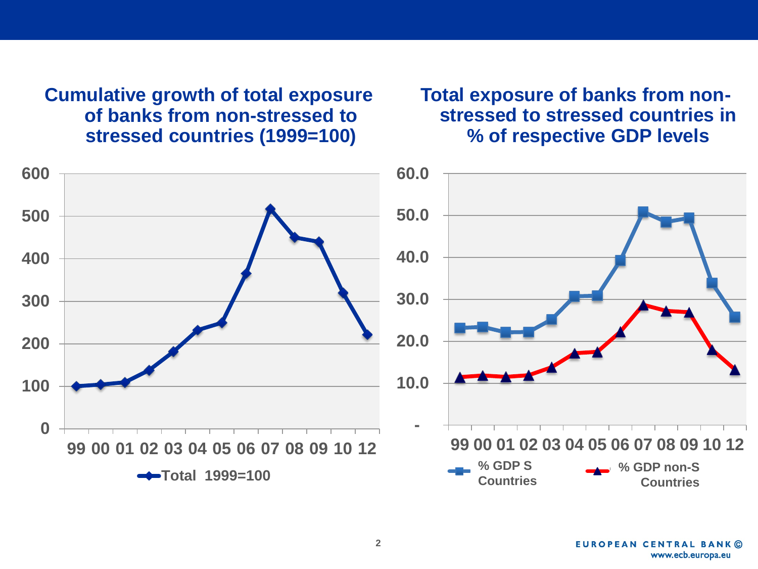## Cumulative growth of total exposure of banks from non-stressed to stressed countries (1999=100)

## Total exposure of banks from non-stressed to stressed countries in % of respective GDP levels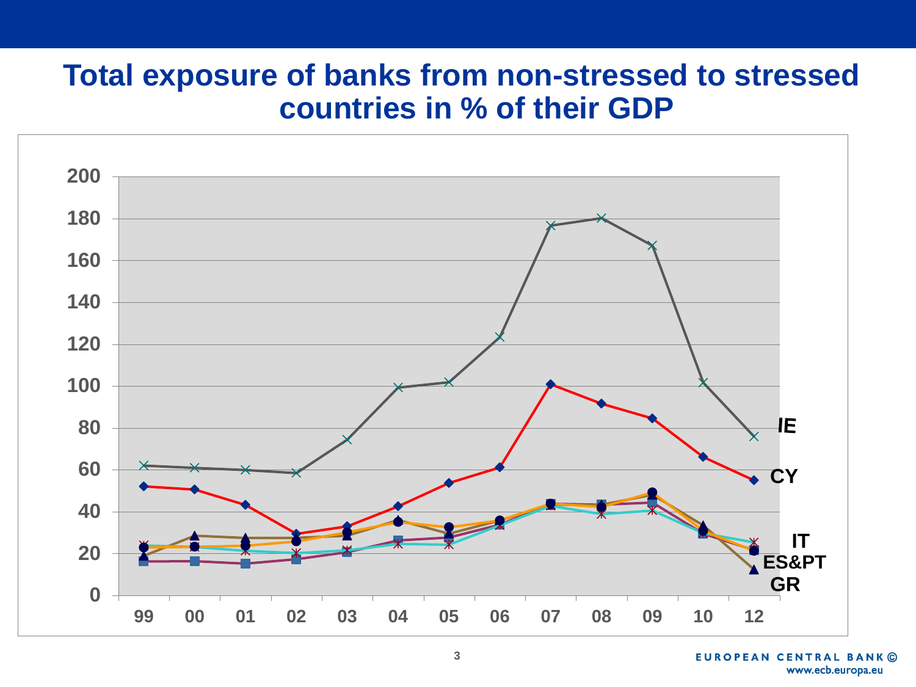# Total exposure of banks from non-stressed to stressed countries in % of their GDP

200
180
160
140
120
100
80
60
40
20
0

99 00 01 02 03 04 05 06 07 08 09 10 12

IE
CY
IT
ES&PT
GR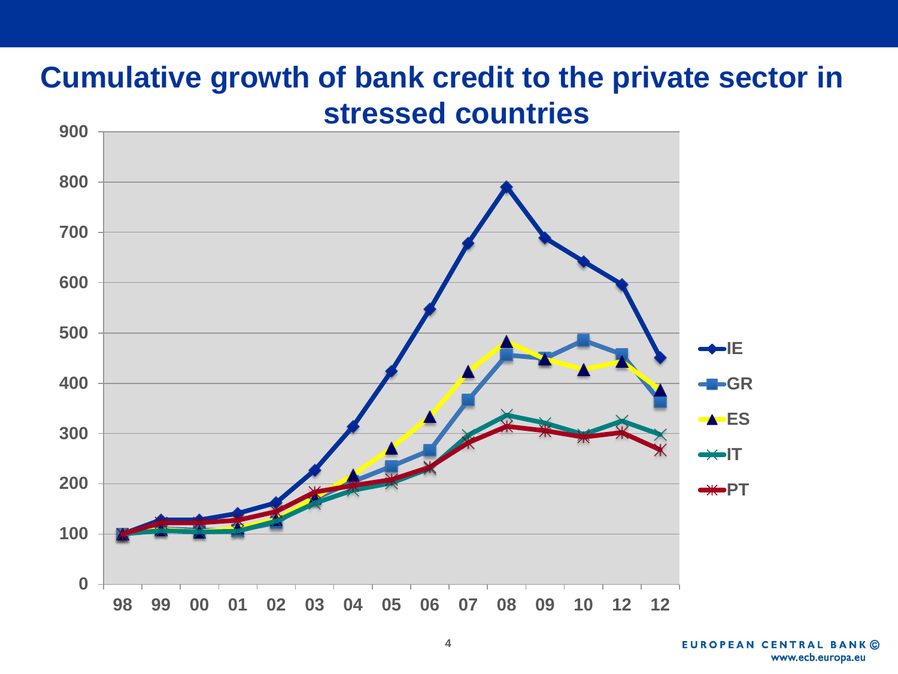# Cumulative growth of bank credit to the private sector in stressed countries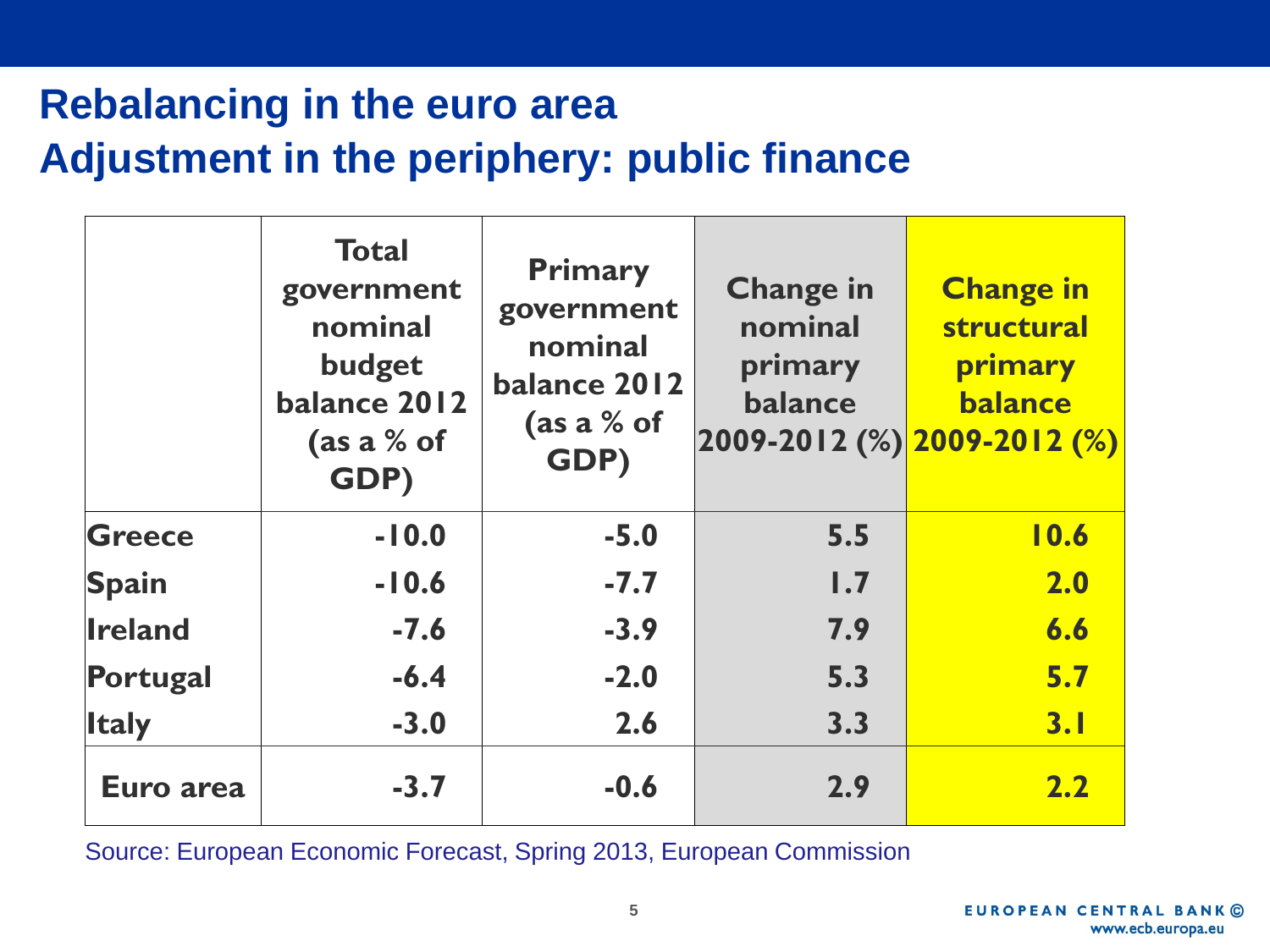# Rebalancing in the euro area

## Adjustment in the periphery: public finance

| | Total government nominal budget balance 2012 (as a % of GDP) | Primary government nominal balance 2012 (as a % of GDP) | Change in nominal primary balance 2009-2012 (%) | Change in structural primary balance 2009-2012 (%) |
|---|---|---|---|---|
| Greece | -10.0 | -5.0 | 5.5 | 10.6 |
| Spain | -10.6 | -7.7 | 1.7 | 2.0 |
| Ireland | -7.6 | -3.9 | 7.9 | 6.6 |
| Portugal | -6.4 | -2.0 | 5.3 | 5.7 |
| Italy | -3.0 | 2.6 | 3.3 | 3.1 |
| Euro area | -3.7 | -0.6 | 2.9 | 2.2 |

Source: European Economic Forecast, Spring 2013, European Commission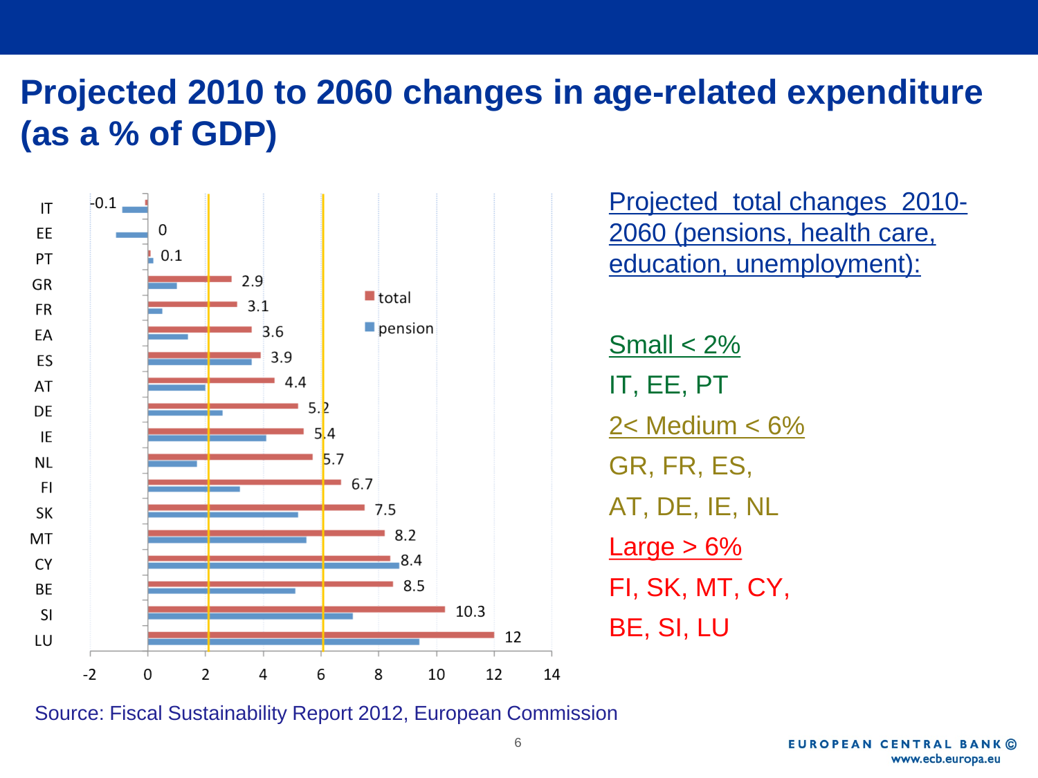# Projected 2010 to 2060 changes in age-related expenditure (as a % of GDP)

| Country | total |
|---|---|
| IT | -0.1 |
| EE | 0 |
| PT | 0.1 |
| GR | 2.9 |
| FR | 3.1 |
| EA | 3.6 |
| ES | 3.9 |
| AT | 4.4 |
| DE | 5.2 |
| IE | 5.4 |
| NL | 5.7 |
| FI | 6.7 |
| SK | 7.5 |
| MT | 8.2 |
| CY | 8.4 |
| BE | 8.5 |
| SI | 10.3 |
| LU | 12 |

Legend: total, pension

Projected total changes 2010-2060 (pensions, health care, education, unemployment):

Small < 2%

IT, EE, PT

2< Medium < 6%

GR, FR, ES,

AT, DE, IE, NL

Large > 6%

FI, SK, MT, CY,

BE, SI, LU

Source: Fiscal Sustainability Report 2012, European Commission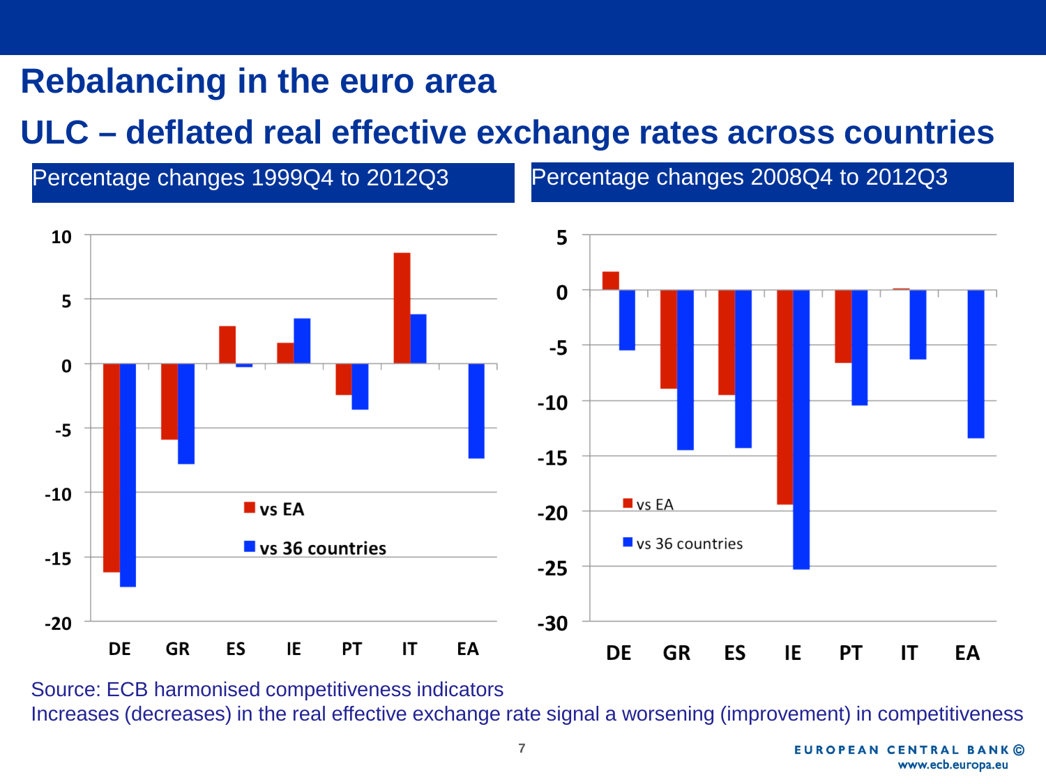# Rebalancing in the euro area

## ULC – deflated real effective exchange rates across countries

**Percentage changes 1999Q4 to 2012Q3**

| | DE | GR | ES | IE | PT | IT | EA |
|---|---|---|---|---|---|---|---|
| vs EA | -16.2 | -5.9 | 2.9 | 1.6 | -2.4 | 8.6 | |
| vs 36 countries | -17.3 | -7.8 | -0.3 | 3.5 | -3.6 | 3.8 | -7.4 |

**Percentage changes 2008Q4 to 2012Q3**

| | DE | GR | ES | IE | PT | IT | EA |
|---|---|---|---|---|---|---|---|
| vs EA | 1.6 | -8.9 | -9.5 | -19.4 | -6.6 | 0.1 | |
| vs 36 countries | -5.5 | -14.4 | -14.2 | -25.2 | -10.4 | -6.3 | -13.4 |

Source: ECB harmonised competitiveness indicators

Increases (decreases) in the real effective exchange rate signal a worsening (improvement) in competitiveness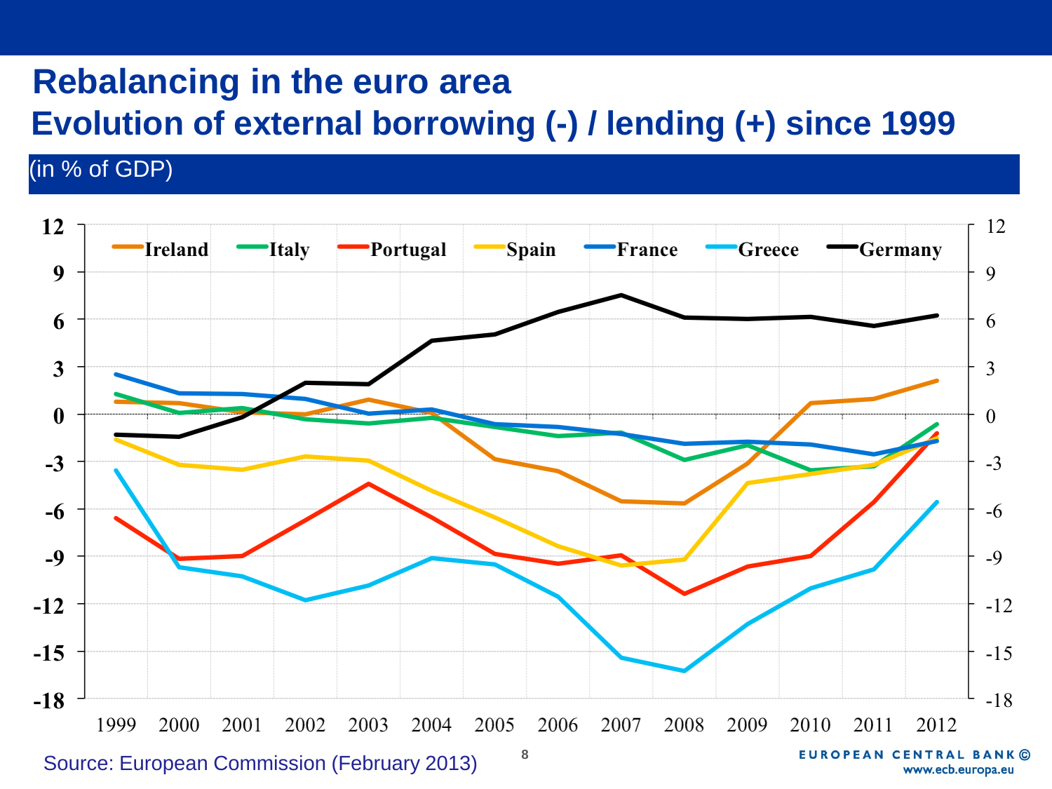# Rebalancing in the euro area
## Evolution of external borrowing (-) / lending (+) since 1999

(in % of GDP)

Ireland, Italy, Portugal, Spain, France, Greece, Germany

Source: European Commission (February 2013)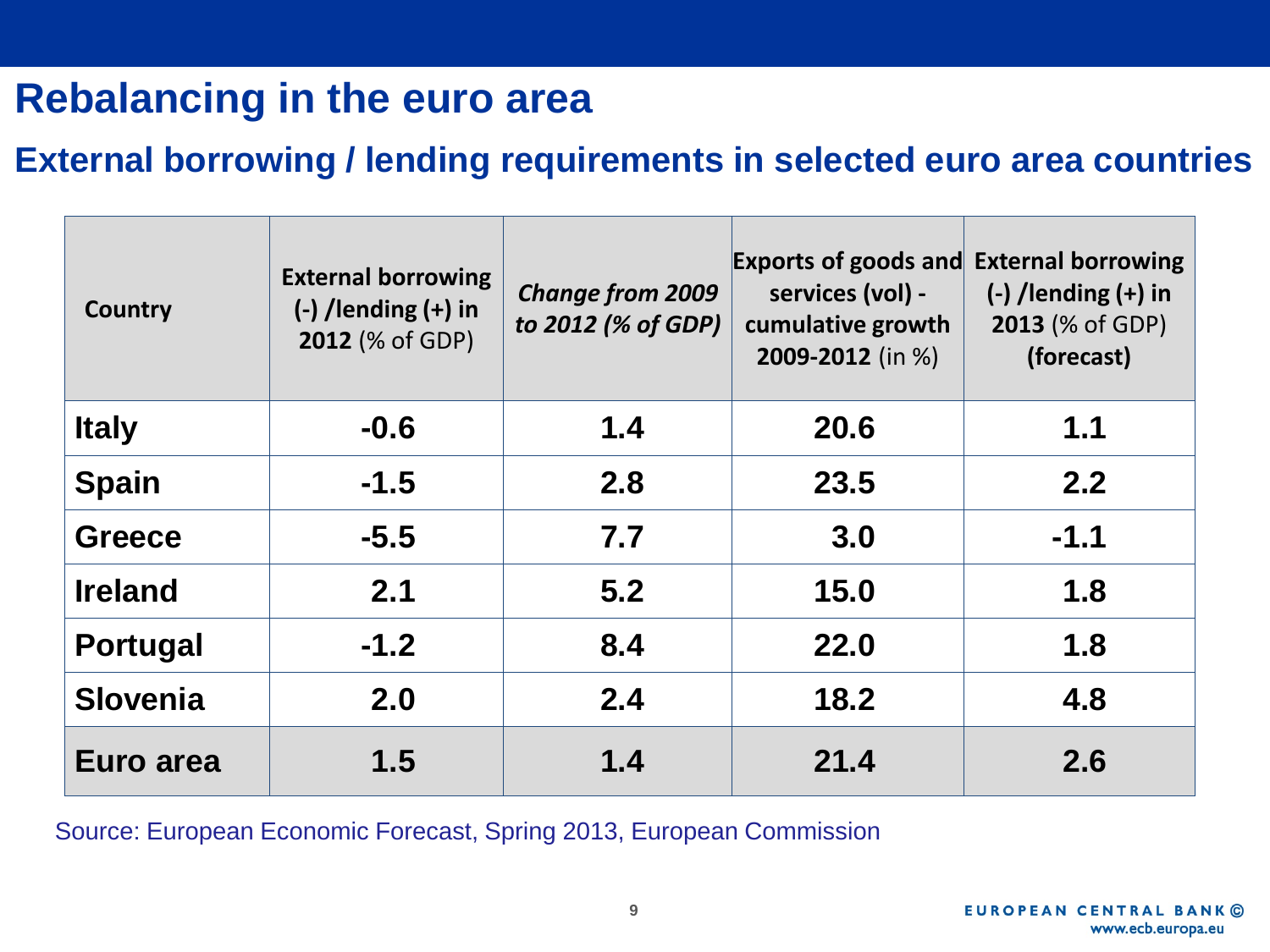# Rebalancing in the euro area

## External borrowing / lending requirements in selected euro area countries

| Country | External borrowing (-) /lending (+) in **2012** (% of GDP) | *Change from 2009 to 2012 (% of GDP)* | Exports of goods and services (vol) - cumulative growth **2009-2012** (in %) | External borrowing (-) /lending (+) in **2013** (% of GDP) **(forecast)** |
|---|---|---|---|---|
| **Italy** | **-0.6** | **1.4** | **20.6** | **1.1** |
| **Spain** | **-1.5** | **2.8** | **23.5** | **2.2** |
| **Greece** | **-5.5** | **7.7** | **3.0** | **-1.1** |
| **Ireland** | **2.1** | **5.2** | **15.0** | **1.8** |
| **Portugal** | **-1.2** | **8.4** | **22.0** | **1.8** |
| **Slovenia** | **2.0** | **2.4** | **18.2** | **4.8** |
| **Euro area** | **1.5** | **1.4** | **21.4** | **2.6** |

Source: European Economic Forecast, Spring 2013, European Commission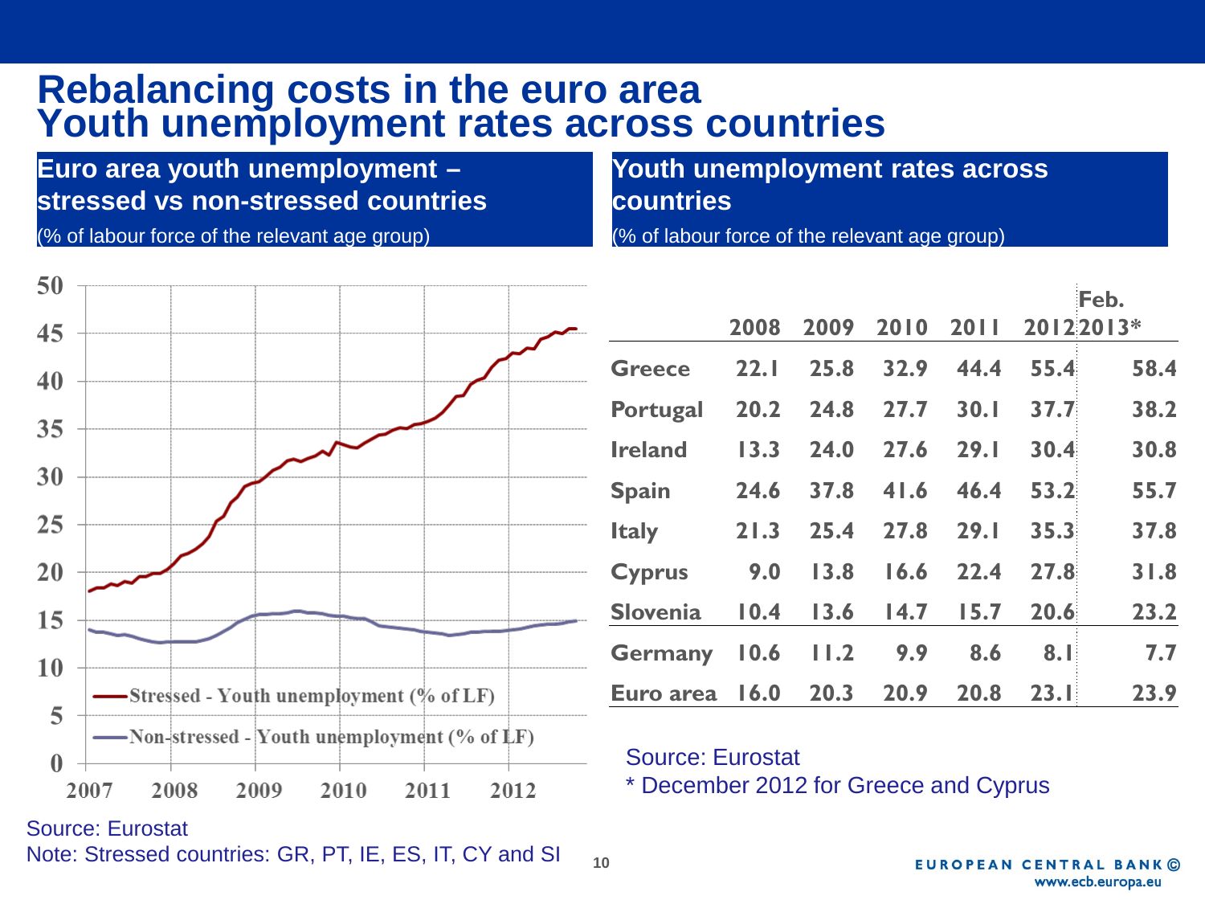# Rebalancing costs in the euro area
# Youth unemployment rates across countries

## Euro area youth unemployment – stressed vs non-stressed countries

(% of labour force of the relevant age group)

50
45
40
35
30
25
20
15
10
5
0

2007
2008
2009
2010
2011
2012

Stressed - Youth unemployment (% of LF)

Non-stressed - Youth unemployment (% of LF)

Source: Eurostat

Note: Stressed countries: GR, PT, IE, ES, IT, CY and SI

## Youth unemployment rates across countries

(% of labour force of the relevant age group)

| | 2008 | 2009 | 2010 | 2011 | 2012 | Feb. 2013* |
|---|---|---|---|---|---|---|
| Greece | 22.1 | 25.8 | 32.9 | 44.4 | 55.4 | 58.4 |
| Portugal | 20.2 | 24.8 | 27.7 | 30.1 | 37.7 | 38.2 |
| Ireland | 13.3 | 24.0 | 27.6 | 29.1 | 30.4 | 30.8 |
| Spain | 24.6 | 37.8 | 41.6 | 46.4 | 53.2 | 55.7 |
| Italy | 21.3 | 25.4 | 27.8 | 29.1 | 35.3 | 37.8 |
| Cyprus | 9.0 | 13.8 | 16.6 | 22.4 | 27.8 | 31.8 |
| Slovenia | 10.4 | 13.6 | 14.7 | 15.7 | 20.6 | 23.2 |
| Germany | 10.6 | 11.2 | 9.9 | 8.6 | 8.1 | 7.7 |
| Euro area | 16.0 | 20.3 | 20.9 | 20.8 | 23.1 | 23.9 |

Source: Eurostat

* December 2012 for Greece and Cyprus